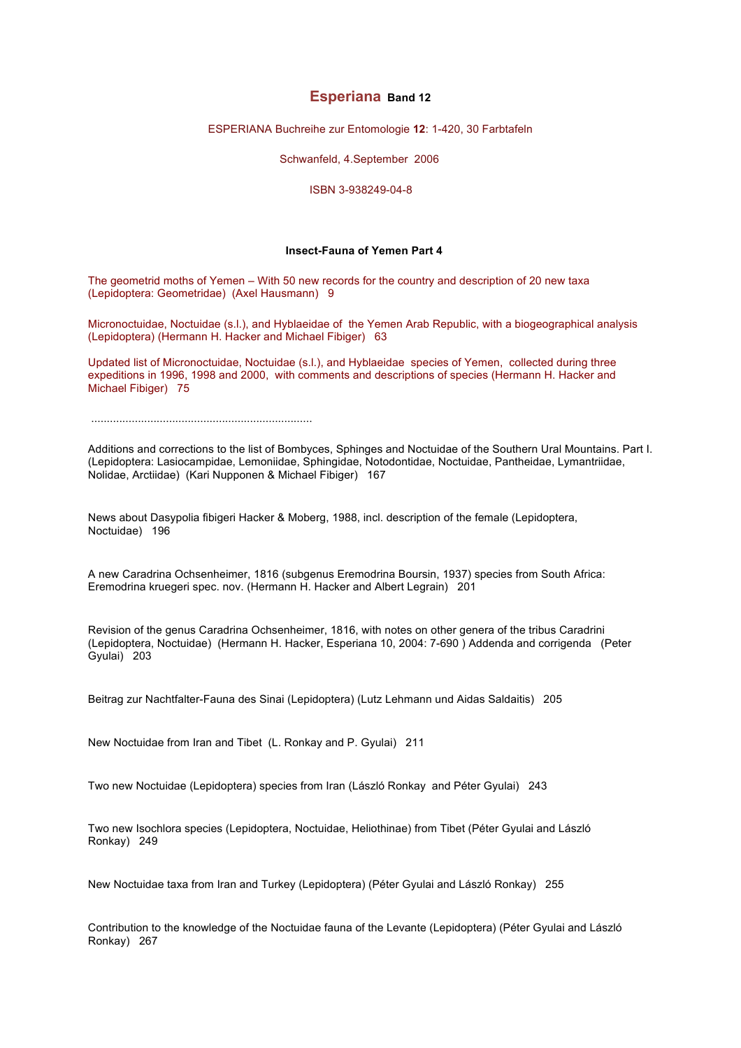# Esperiana Band 12

ESPERIANA Buchreihe zur Entomologie **12**: 1-420, 30 Farbtafeln

Schwanfeld, 4.September 2006

ISBN 3-938249-04-8

**Insect-Fauna of Yemen Part 4**

The geometrid moths of Yemen – With 50 new records for the country and description of 20 new taxa (Lepidoptera: Geometridae) (Axel Hausmann) 9

Micronoctuidae, Noctuidae (s.l.), and Hyblaeidae of the Yemen Arab Republic, with a biogeographical analysis (Lepidoptera) (Hermann H. Hacker and Michael Fibiger) 63

Updated list of Micronoctuidae, Noctuidae (s.l.), and Hyblaeidae species of Yemen, collected during three expeditions in 1996, 1998 and 2000, with comments and descriptions of species (Hermann H. Hacker and Michael Fibiger) 75

.......................................................................

Additions and corrections to the list of Bombyces, Sphinges and Noctuidae of the Southern Ural Mountains. Part I. (Lepidoptera: Lasiocampidae, Lemoniidae, Sphingidae, Notodontidae, Noctuidae, Pantheidae, Lymantriidae, Nolidae, Arctiidae) (Kari Nupponen & Michael Fibiger) 167

News about Dasypolia fibigeri Hacker & Moberg, 1988, incl. description of the female (Lepidoptera, Noctuidae) 196

A new Caradrina Ochsenheimer, 1816 (subgenus Eremodrina Boursin, 1937) species from South Africa: Eremodrina kruegeri spec. nov. (Hermann H. Hacker and Albert Legrain) 201

Revision of the genus Caradrina Ochsenheimer, 1816, with notes on other genera of the tribus Caradrini (Lepidoptera, Noctuidae) (Hermann H. Hacker, Esperiana 10, 2004: 7-690 ) Addenda and corrigenda (Peter Gyulai) 203

Beitrag zur Nachtfalter-Fauna des Sinai (Lepidoptera) (Lutz Lehmann und Aidas Saldaitis) 205

New Noctuidae from Iran and Tibet (L. Ronkay and P. Gyulai) 211

Two new Noctuidae (Lepidoptera) species from Iran (László Ronkay and Péter Gyulai) 243

Two new Isochlora species (Lepidoptera, Noctuidae, Heliothinae) from Tibet (Péter Gyulai and László Ronkay) 249

New Noctuidae taxa from Iran and Turkey (Lepidoptera) (Péter Gyulai and László Ronkay) 255

Contribution to the knowledge of the Noctuidae fauna of the Levante (Lepidoptera) (Péter Gyulai and László Ronkay) 267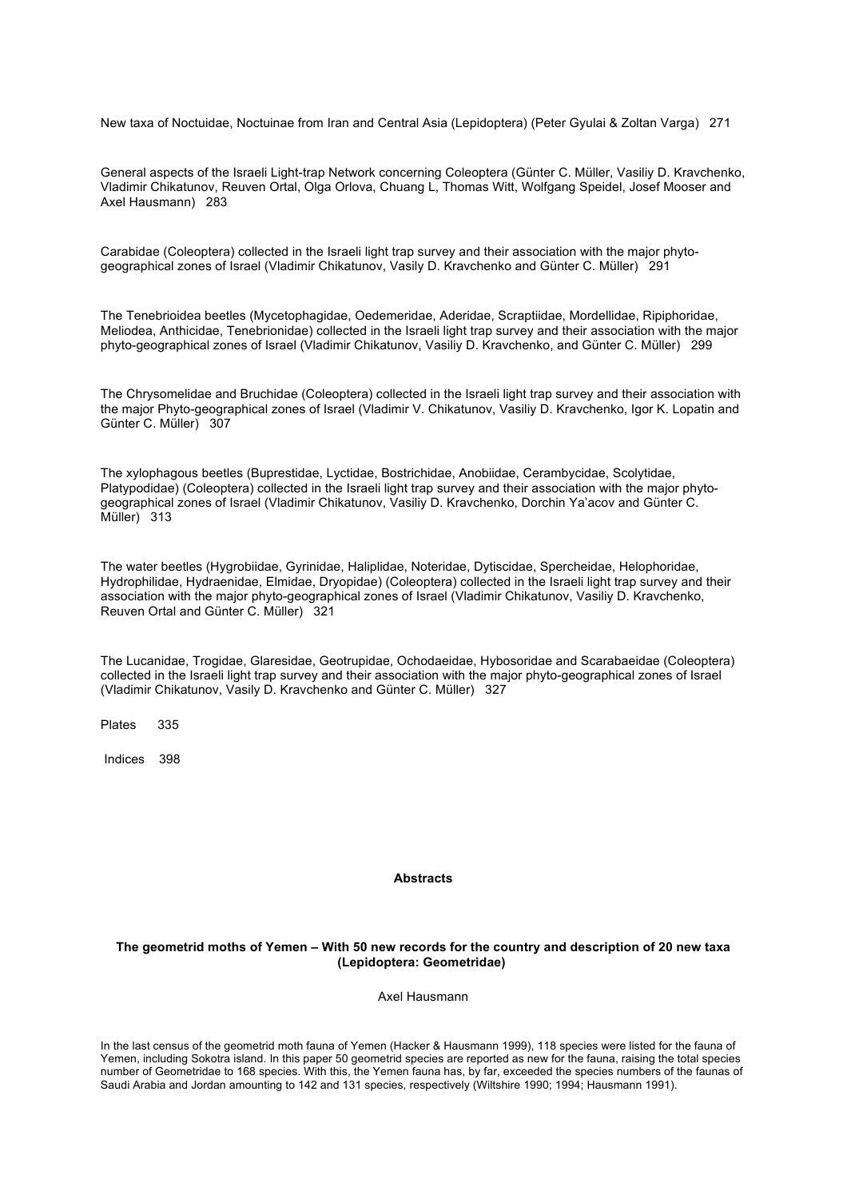New taxa of Noctuidae, Noctuinae from Iran and Central Asia (Lepidoptera) (Peter Gyulai & Zoltan Varga) 271

General aspects of the Israeli Light-trap Network concerning Coleoptera (Günter C. Müller, Vasiliy D. Kravchenko, Vladimir Chikatunov, Reuven Ortal, Olga Orlova, Chuang L, Thomas Witt, Wolfgang Speidel, Josef Mooser and Axel Hausmann) 283

Carabidae (Coleoptera) collected in the Israeli light trap survey and their association with the major phyto-geographical zones of Israel (Vladimir Chikatunov, Vasily D. Kravchenko and Günter C. Müller) 291

The Tenebrioidea beetles (Mycetophagidae, Oedemeridae, Aderidae, Scraptiidae, Mordellidae, Ripiphoridae, Meliodea, Anthicidae, Tenebrionidae) collected in the Israeli light trap survey and their association with the major phyto-geographical zones of Israel (Vladimir Chikatunov, Vasiliy D. Kravchenko, and Günter C. Müller) 299

The Chrysomelidae and Bruchidae (Coleoptera) collected in the Israeli light trap survey and their association with the major Phyto-geographical zones of Israel (Vladimir V. Chikatunov, Vasiliy D. Kravchenko, Igor K. Lopatin and Günter C. Müller) 307

The xylophagous beetles (Buprestidae, Lyctidae, Bostrichidae, Anobiidae, Cerambycidae, Scolytidae, Platypodidae) (Coleoptera) collected in the Israeli light trap survey and their association with the major phyto-geographical zones of Israel (Vladimir Chikatunov, Vasiliy D. Kravchenko, Dorchin Ya'acov and Günter C. Müller) 313

The water beetles (Hygrobiidae, Gyrinidae, Haliplidae, Noteridae, Dytiscidae, Spercheidae, Helophoridae, Hydrophilidae, Hydraenidae, Elmidae, Dryopidae) (Coleoptera) collected in the Israeli light trap survey and their association with the major phyto-geographical zones of Israel (Vladimir Chikatunov, Vasiliy D. Kravchenko, Reuven Ortal and Günter C. Müller) 321

The Lucanidae, Trogidae, Glaresidae, Geotrupidae, Ochodaeidae, Hybosoridae and Scarabaeidae (Coleoptera) collected in the Israeli light trap survey and their association with the major phyto-geographical zones of Israel (Vladimir Chikatunov, Vasily D. Kravchenko and Günter C. Müller) 327

Plates 335

Indices 398

## Abstracts

### The geometrid moths of Yemen – With 50 new records for the country and description of 20 new taxa (Lepidoptera: Geometridae)

Axel Hausmann

In the last census of the geometrid moth fauna of Yemen (Hacker & Hausmann 1999), 118 species were listed for the fauna of Yemen, including Sokotra island. In this paper 50 geometrid species are reported as new for the fauna, raising the total species number of Geometridae to 168 species. With this, the Yemen fauna has, by far, exceeded the species numbers of the faunas of Saudi Arabia and Jordan amounting to 142 and 131 species, respectively (Wiltshire 1990; 1994; Hausmann 1991).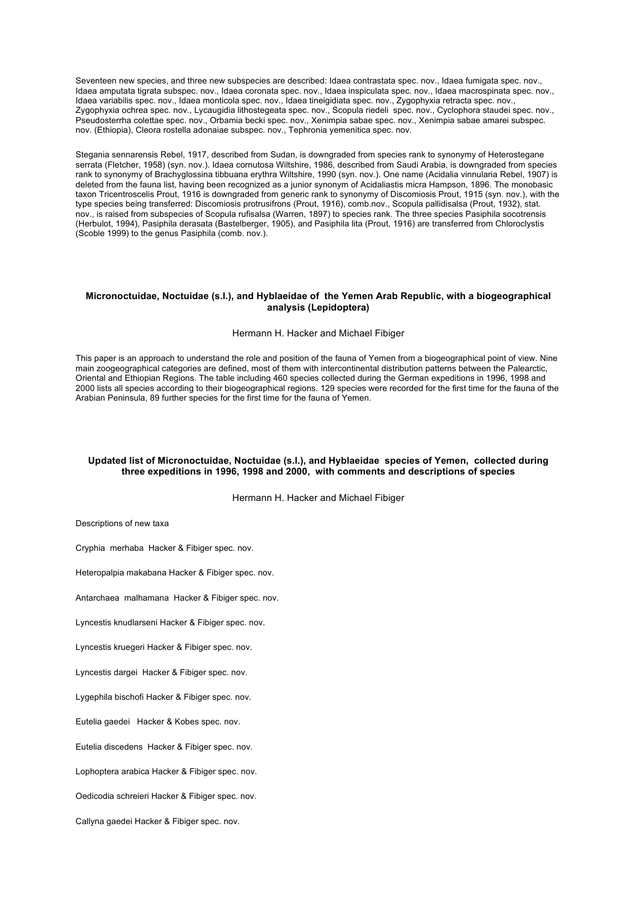Seventeen new species, and three new subspecies are described: Idaea contrastata spec. nov., Idaea fumigata spec. nov., Idaea amputata tigrata subspec. nov., Idaea coronata spec. nov., Idaea inspiculata spec. nov., Idaea macrospinata spec. nov., Idaea variabilis spec. nov., Idaea monticola spec. nov., Idaea tineigidiata spec. nov., Zygophyxia retracta spec. nov., Zygophyxia ochrea spec. nov., Lycaugidia lithostegeata spec. nov., Scopula riedeli spec. nov., Cyclophora staudei spec. nov., Pseudosterrha colettae spec. nov., Orbamia becki spec. nov., Xenimpia sabae spec. nov., Xenimpia sabae amarei subspec. nov. (Ethiopia), Cleora rostella adonaiae subspec. nov., Tephronia yemenitica spec. nov.

Stegania sennarensis Rebel, 1917, described from Sudan, is downgraded from species rank to synonymy of Heterostegane serrata (Fletcher, 1958) (syn. nov.). Idaea cornutosa Wiltshire, 1986, described from Saudi Arabia, is downgraded from species rank to synonymy of Brachyglossina tibbuana erythra Wiltshire, 1990 (syn. nov.). One name (Acidalia vinnularia Rebel, 1907) is deleted from the fauna list, having been recognized as a junior synonym of Acidaliastis micra Hampson, 1896. The monobasic taxon Tricentroscelis Prout, 1916 is downgraded from generic rank to synonymy of Discomiosis Prout, 1915 (syn. nov.), with the type species being transferred: Discomiosis protrusifrons (Prout, 1916), comb.nov., Scopula pallidisalsa (Prout, 1932), stat. nov., is raised from subspecies of Scopula rufisalsa (Warren, 1897) to species rank. The three species Pasiphila socotrensis (Herbulot, 1994), Pasiphila derasata (Bastelberger, 1905), and Pasiphila lita (Prout, 1916) are transferred from Chloroclystis (Scoble 1999) to the genus Pasiphila (comb. nov.).

## Micronoctuidae, Noctuidae (s.l.), and Hyblaeidae of the Yemen Arab Republic, with a biogeographical analysis (Lepidoptera)

Hermann H. Hacker and Michael Fibiger

This paper is an approach to understand the role and position of the fauna of Yemen from a biogeographical point of view. Nine main zoogeographical categories are defined, most of them with intercontinental distribution patterns between the Palearctic, Oriental and Ethiopian Regions. The table including 460 species collected during the German expeditions in 1996, 1998 and 2000 lists all species according to their biogeographical regions. 129 species were recorded for the first time for the fauna of the Arabian Peninsula, 89 further species for the first time for the fauna of Yemen.

## Updated list of Micronoctuidae, Noctuidae (s.l.), and Hyblaeidae species of Yemen, collected during three expeditions in 1996, 1998 and 2000, with comments and descriptions of species

Hermann H. Hacker and Michael Fibiger

Descriptions of new taxa

Cryphia merhaba Hacker & Fibiger spec. nov.

Heteropalpia makabana Hacker & Fibiger spec. nov.

Antarchaea malhamana Hacker & Fibiger spec. nov.

Lyncestis knudlarseni Hacker & Fibiger spec. nov.

Lyncestis kruegeri Hacker & Fibiger spec. nov.

Lyncestis dargei Hacker & Fibiger spec. nov.

Lygephila bischofi Hacker & Fibiger spec. nov.

Eutelia gaedei Hacker & Kobes spec. nov.

Eutelia discedens Hacker & Fibiger spec. nov.

Lophoptera arabica Hacker & Fibiger spec. nov.

Oedicodia schreieri Hacker & Fibiger spec. nov.

Callyna gaedei Hacker & Fibiger spec. nov.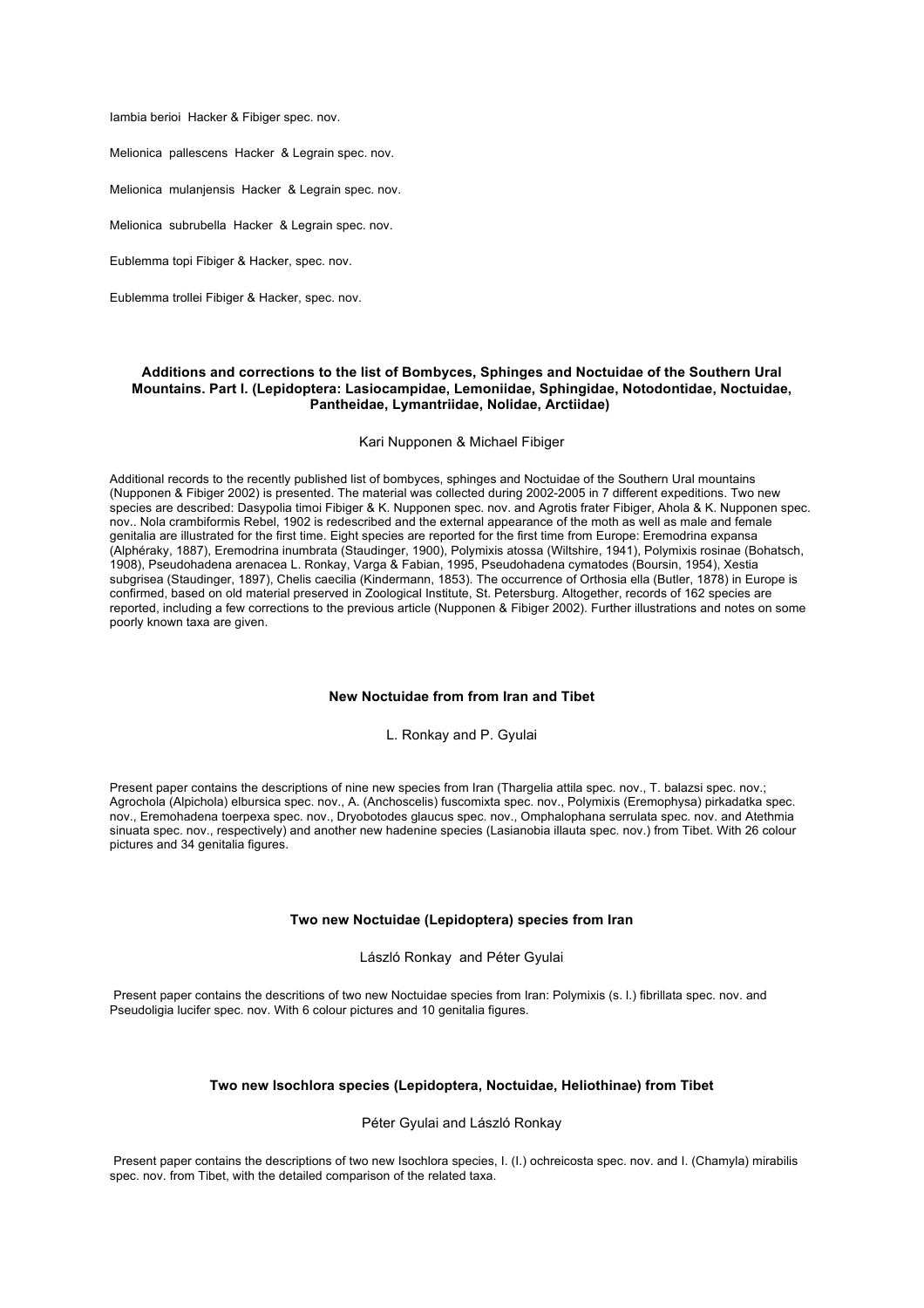Iambia berioi Hacker & Fibiger spec. nov.

Melionica pallescens Hacker & Legrain spec. nov.

Melionica mulanjensis Hacker & Legrain spec. nov.

Melionica subrubella Hacker & Legrain spec. nov.

Eublemma topi Fibiger & Hacker, spec. nov.

Eublemma trollei Fibiger & Hacker, spec. nov.

### Additions and corrections to the list of Bombyces, Sphinges and Noctuidae of the Southern Ural Mountains. Part I. (Lepidoptera: Lasiocampidae, Lemoniidae, Sphingidae, Notodontidae, Noctuidae, Pantheidae, Lymantriidae, Nolidae, Arctiidae)

Kari Nupponen & Michael Fibiger

Additional records to the recently published list of bombyces, sphinges and Noctuidae of the Southern Ural mountains (Nupponen & Fibiger 2002) is presented. The material was collected during 2002-2005 in 7 different expeditions. Two new species are described: Dasypolia timoi Fibiger & K. Nupponen spec. nov. and Agrotis frater Fibiger, Ahola & K. Nupponen spec. nov.. Nola crambiformis Rebel, 1902 is redescribed and the external appearance of the moth as well as male and female genitalia are illustrated for the first time. Eight species are reported for the first time from Europe: Eremodrina expansa (Alphéraky, 1887), Eremodrina inumbrata (Staudinger, 1900), Polymixis atossa (Wiltshire, 1941), Polymixis rosinae (Bohatsch, 1908), Pseudohadena arenacea L. Ronkay, Varga & Fabian, 1995, Pseudohadena cymatodes (Boursin, 1954), Xestia subgrisea (Staudinger, 1897), Chelis caecilia (Kindermann, 1853). The occurrence of Orthosia ella (Butler, 1878) in Europe is confirmed, based on old material preserved in Zoological Institute, St. Petersburg. Altogether, records of 162 species are reported, including a few corrections to the previous article (Nupponen & Fibiger 2002). Further illustrations and notes on some poorly known taxa are given.

### New Noctuidae from from Iran and Tibet

L. Ronkay and P. Gyulai

Present paper contains the descriptions of nine new species from Iran (Thargelia attila spec. nov., T. balazsi spec. nov.; Agrochola (Alpichola) elbursica spec. nov., A. (Anchoscelis) fuscomixta spec. nov., Polymixis (Eremophysa) pirkadatka spec. nov., Eremohadena toerpexa spec. nov., Dryobotodes glaucus spec. nov., Omphalophana serrulata spec. nov. and Atethmia sinuata spec. nov., respectively) and another new hadenine species (Lasianobia illauta spec. nov.) from Tibet. With 26 colour pictures and 34 genitalia figures.

### Two new Noctuidae (Lepidoptera) species from Iran

László Ronkay and Péter Gyulai

Present paper contains the descritions of two new Noctuidae species from Iran: Polymixis (s. l.) fibrillata spec. nov. and Pseudoligia lucifer spec. nov. With 6 colour pictures and 10 genitalia figures.

### Two new Isochlora species (Lepidoptera, Noctuidae, Heliothinae) from Tibet

Péter Gyulai and László Ronkay

Present paper contains the descriptions of two new Isochlora species, I. (I.) ochreicosta spec. nov. and I. (Chamyla) mirabilis spec. nov. from Tibet, with the detailed comparison of the related taxa.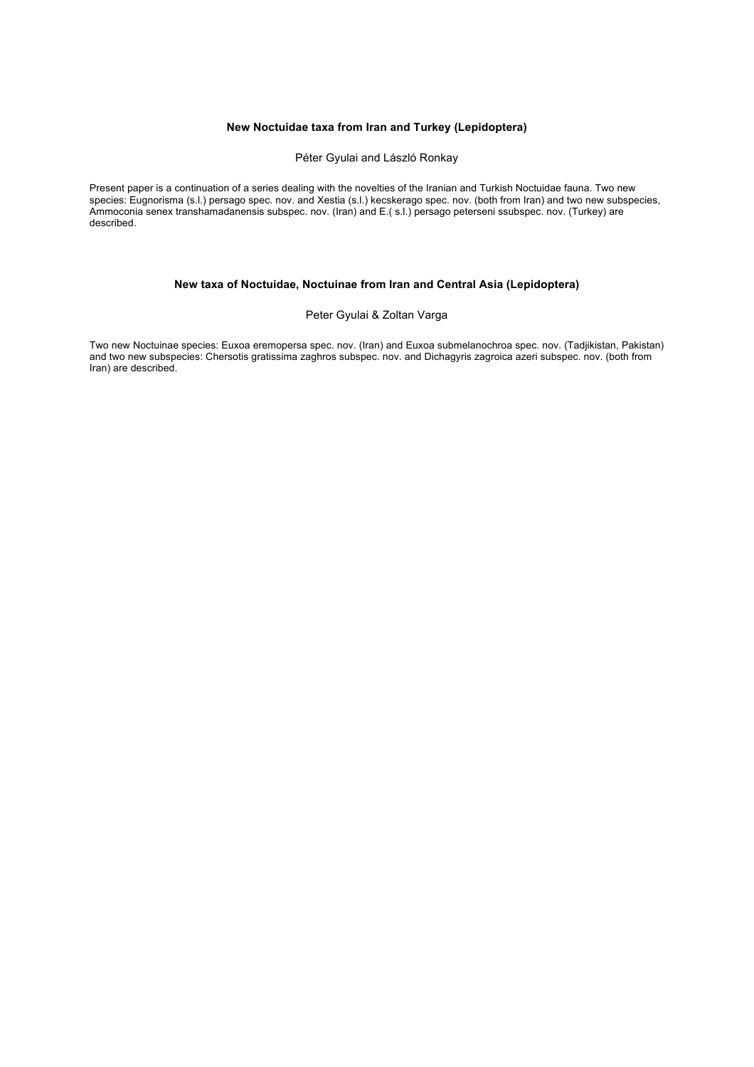### New Noctuidae taxa from Iran and Turkey (Lepidoptera)

Péter Gyulai and László Ronkay

Present paper is a continuation of a series dealing with the novelties of the Iranian and Turkish Noctuidae fauna. Two new species: Eugnorisma (s.l.) persago spec. nov. and Xestia (s.l.) kecskerago spec. nov. (both from Iran) and two new subspecies, Ammoconia senex transhamadanensis subspec. nov. (Iran) and E.( s.l.) persago peterseni ssubspec. nov. (Turkey) are described.

### New taxa of Noctuidae, Noctuinae from Iran and Central Asia (Lepidoptera)

Peter Gyulai & Zoltan Varga

Two new Noctuinae species: Euxoa eremopersa spec. nov. (Iran) and Euxoa submelanochroa spec. nov. (Tadjikistan, Pakistan) and two new subspecies: Chersotis gratissima zaghros subspec. nov. and Dichagyris zagroica azeri subspec. nov. (both from Iran) are described.